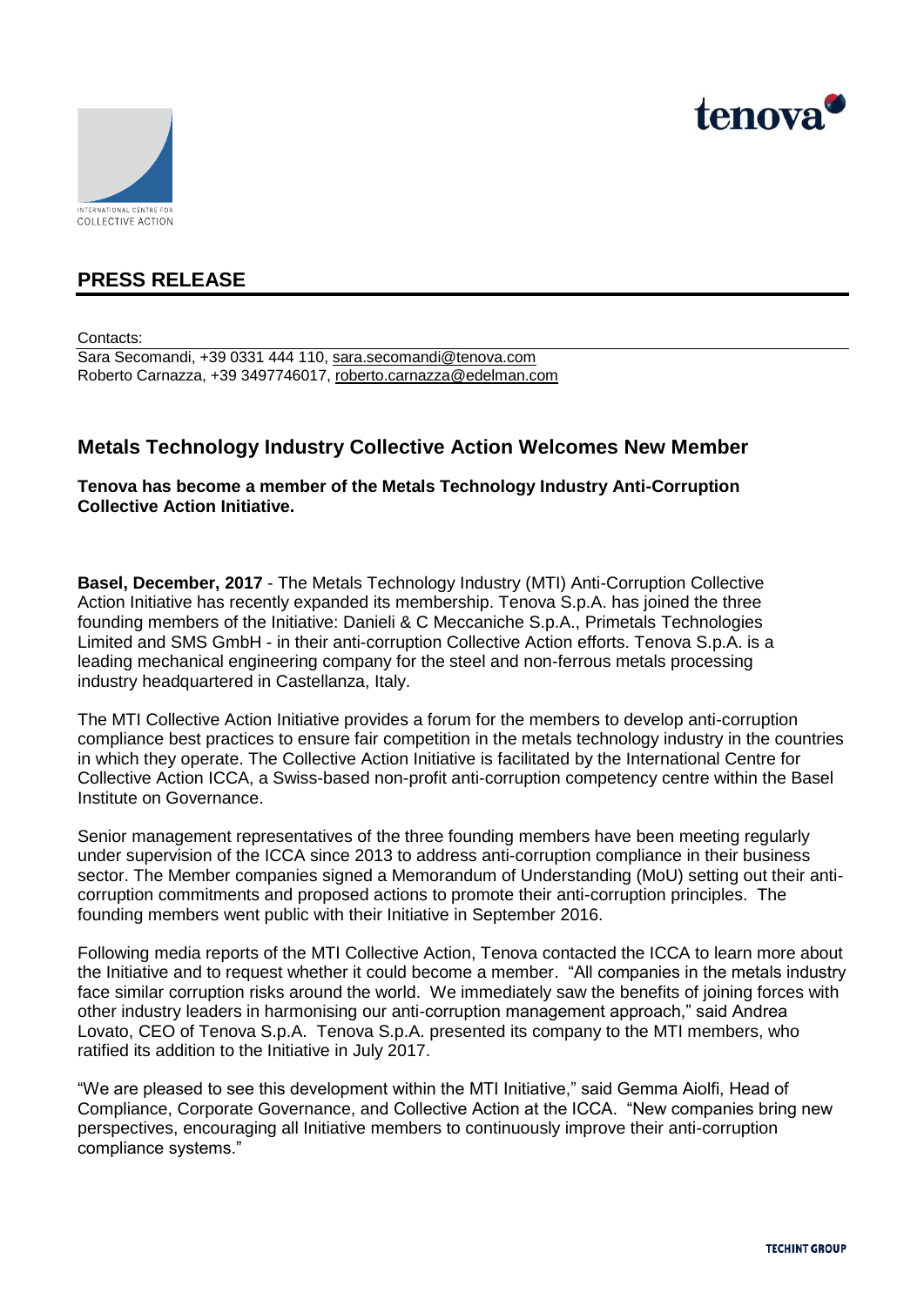INTERNATIONAL CENTRE FOR COLLECTIVE ACTION

tenova

## PRESS RELEASE

Contacts:
Sara Secomandi, +39 0331 444 110, sara.secomandi@tenova.com
Roberto Carnazza, +39 3497746017, roberto.carnazza@edelman.com

## Metals Technology Industry Collective Action Welcomes New Member

**Tenova has become a member of the Metals Technology Industry Anti-Corruption Collective Action Initiative.**

**Basel, December, 2017** - The Metals Technology Industry (MTI) Anti-Corruption Collective Action Initiative has recently expanded its membership. Tenova S.p.A. has joined the three founding members of the Initiative: Danieli & C Meccaniche S.p.A., Primetals Technologies Limited and SMS GmbH - in their anti-corruption Collective Action efforts. Tenova S.p.A. is a leading mechanical engineering company for the steel and non-ferrous metals processing industry headquartered in Castellanza, Italy.

The MTI Collective Action Initiative provides a forum for the members to develop anti-corruption compliance best practices to ensure fair competition in the metals technology industry in the countries in which they operate. The Collective Action Initiative is facilitated by the International Centre for Collective Action ICCA, a Swiss-based non-profit anti-corruption competency centre within the Basel Institute on Governance.

Senior management representatives of the three founding members have been meeting regularly under supervision of the ICCA since 2013 to address anti-corruption compliance in their business sector. The Member companies signed a Memorandum of Understanding (MoU) setting out their anti-corruption commitments and proposed actions to promote their anti-corruption principles. The founding members went public with their Initiative in September 2016.

Following media reports of the MTI Collective Action, Tenova contacted the ICCA to learn more about the Initiative and to request whether it could become a member. "All companies in the metals industry face similar corruption risks around the world. We immediately saw the benefits of joining forces with other industry leaders in harmonising our anti-corruption management approach," said Andrea Lovato, CEO of Tenova S.p.A. Tenova S.p.A. presented its company to the MTI members, who ratified its addition to the Initiative in July 2017.

"We are pleased to see this development within the MTI Initiative," said Gemma Aiolfi, Head of Compliance, Corporate Governance, and Collective Action at the ICCA. "New companies bring new perspectives, encouraging all Initiative members to continuously improve their anti-corruption compliance systems."

TECHINT GROUP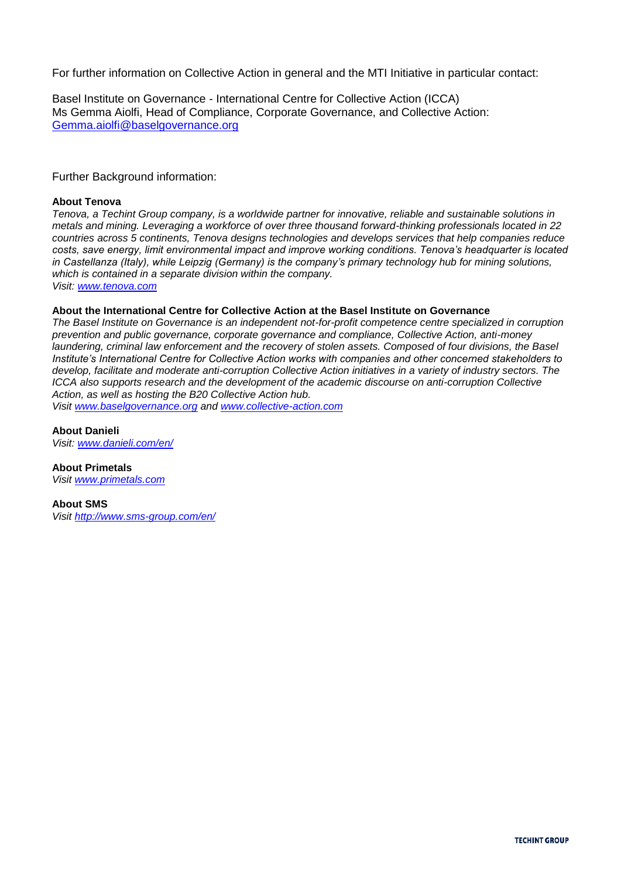For further information on Collective Action in general and the MTI Initiative in particular contact:

Basel Institute on Governance - International Centre for Collective Action (ICCA)
Ms Gemma Aiolfi, Head of Compliance, Corporate Governance, and Collective Action:
Gemma.aiolfi@baselgovernance.org

Further Background information:

**About Tenova**

*Tenova, a Techint Group company, is a worldwide partner for innovative, reliable and sustainable solutions in metals and mining. Leveraging a workforce of over three thousand forward-thinking professionals located in 22 countries across 5 continents, Tenova designs technologies and develops services that help companies reduce costs, save energy, limit environmental impact and improve working conditions. Tenova's headquarter is located in Castellanza (Italy), while Leipzig (Germany) is the company's primary technology hub for mining solutions, which is contained in a separate division within the company.*
*Visit: www.tenova.com*

**About the International Centre for Collective Action at the Basel Institute on Governance**

*The Basel Institute on Governance is an independent not-for-profit competence centre specialized in corruption prevention and public governance, corporate governance and compliance, Collective Action, anti-money laundering, criminal law enforcement and the recovery of stolen assets. Composed of four divisions, the Basel Institute's International Centre for Collective Action works with companies and other concerned stakeholders to develop, facilitate and moderate anti-corruption Collective Action initiatives in a variety of industry sectors. The ICCA also supports research and the development of the academic discourse on anti-corruption Collective Action, as well as hosting the B20 Collective Action hub.*
*Visit www.baselgovernance.org and www.collective-action.com*

**About Danieli**

*Visit: www.danieli.com/en/*

**About Primetals**

*Visit www.primetals.com*

**About SMS**

*Visit http://www.sms-group.com/en/*